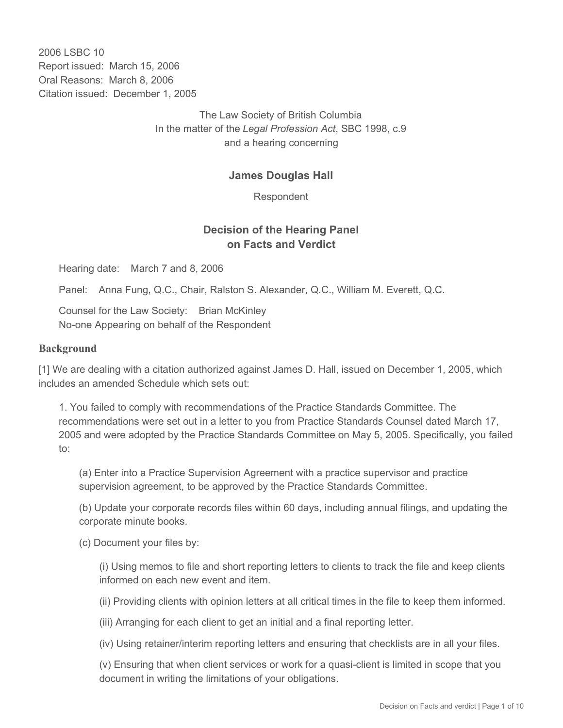2006 LSBC 10
Report issued: March 15, 2006
Oral Reasons: March 8, 2006
Citation issued: December 1, 2005

The Law Society of British Columbia
In the matter of the *Legal Profession Act*, SBC 1998, c.9
and a hearing concerning

**James Douglas Hall**

Respondent

## Decision of the Hearing Panel on Facts and Verdict

Hearing date: March 7 and 8, 2006

Panel: Anna Fung, Q.C., Chair, Ralston S. Alexander, Q.C., William M. Everett, Q.C.

Counsel for the Law Society: Brian McKinley
No-one Appearing on behalf of the Respondent

### Background

[1] We are dealing with a citation authorized against James D. Hall, issued on December 1, 2005, which includes an amended Schedule which sets out:

> 1. You failed to comply with recommendations of the Practice Standards Committee. The recommendations were set out in a letter to you from Practice Standards Counsel dated March 17, 2005 and were adopted by the Practice Standards Committee on May 5, 2005. Specifically, you failed to:
>
> (a) Enter into a Practice Supervision Agreement with a practice supervisor and practice supervision agreement, to be approved by the Practice Standards Committee.
>
> (b) Update your corporate records files within 60 days, including annual filings, and updating the corporate minute books.
>
> (c) Document your files by:
>
> (i) Using memos to file and short reporting letters to clients to track the file and keep clients informed on each new event and item.
>
> (ii) Providing clients with opinion letters at all critical times in the file to keep them informed.
>
> (iii) Arranging for each client to get an initial and a final reporting letter.
>
> (iv) Using retainer/interim reporting letters and ensuring that checklists are in all your files.
>
> (v) Ensuring that when client services or work for a quasi-client is limited in scope that you document in writing the limitations of your obligations.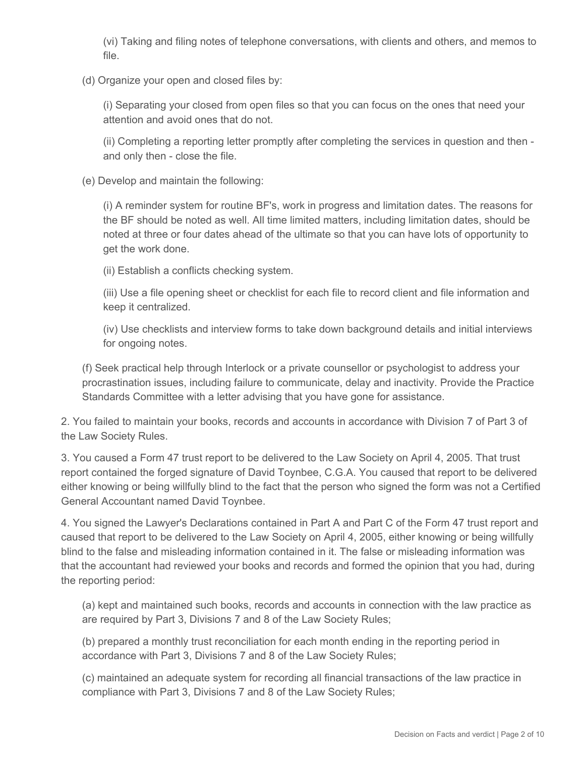(vi) Taking and filing notes of telephone conversations, with clients and others, and memos to file.

(d) Organize your open and closed files by:

(i) Separating your closed from open files so that you can focus on the ones that need your attention and avoid ones that do not.

(ii) Completing a reporting letter promptly after completing the services in question and then - and only then - close the file.

(e) Develop and maintain the following:

(i) A reminder system for routine BF's, work in progress and limitation dates. The reasons for the BF should be noted as well. All time limited matters, including limitation dates, should be noted at three or four dates ahead of the ultimate so that you can have lots of opportunity to get the work done.

(ii) Establish a conflicts checking system.

(iii) Use a file opening sheet or checklist for each file to record client and file information and keep it centralized.

(iv) Use checklists and interview forms to take down background details and initial interviews for ongoing notes.

(f) Seek practical help through Interlock or a private counsellor or psychologist to address your procrastination issues, including failure to communicate, delay and inactivity. Provide the Practice Standards Committee with a letter advising that you have gone for assistance.

2. You failed to maintain your books, records and accounts in accordance with Division 7 of Part 3 of the Law Society Rules.

3. You caused a Form 47 trust report to be delivered to the Law Society on April 4, 2005. That trust report contained the forged signature of David Toynbee, C.G.A. You caused that report to be delivered either knowing or being willfully blind to the fact that the person who signed the form was not a Certified General Accountant named David Toynbee.

4. You signed the Lawyer's Declarations contained in Part A and Part C of the Form 47 trust report and caused that report to be delivered to the Law Society on April 4, 2005, either knowing or being willfully blind to the false and misleading information contained in it. The false or misleading information was that the accountant had reviewed your books and records and formed the opinion that you had, during the reporting period:

(a) kept and maintained such books, records and accounts in connection with the law practice as are required by Part 3, Divisions 7 and 8 of the Law Society Rules;

(b) prepared a monthly trust reconciliation for each month ending in the reporting period in accordance with Part 3, Divisions 7 and 8 of the Law Society Rules;

(c) maintained an adequate system for recording all financial transactions of the law practice in compliance with Part 3, Divisions 7 and 8 of the Law Society Rules;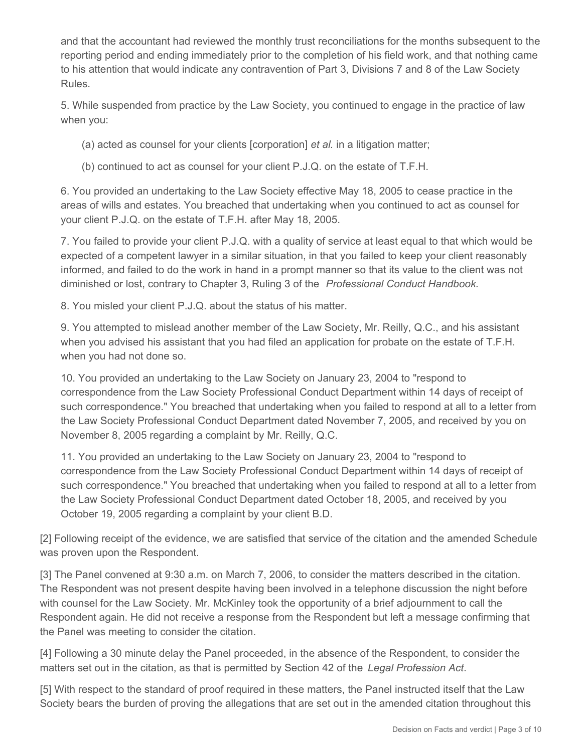and that the accountant had reviewed the monthly trust reconciliations for the months subsequent to the reporting period and ending immediately prior to the completion of his field work, and that nothing came to his attention that would indicate any contravention of Part 3, Divisions 7 and 8 of the Law Society Rules.

5. While suspended from practice by the Law Society, you continued to engage in the practice of law when you:

(a) acted as counsel for your clients [corporation] *et al.* in a litigation matter;

(b) continued to act as counsel for your client P.J.Q. on the estate of T.F.H.

6. You provided an undertaking to the Law Society effective May 18, 2005 to cease practice in the areas of wills and estates. You breached that undertaking when you continued to act as counsel for your client P.J.Q. on the estate of T.F.H. after May 18, 2005.

7. You failed to provide your client P.J.Q. with a quality of service at least equal to that which would be expected of a competent lawyer in a similar situation, in that you failed to keep your client reasonably informed, and failed to do the work in hand in a prompt manner so that its value to the client was not diminished or lost, contrary to Chapter 3, Ruling 3 of the *Professional Conduct Handbook.*

8. You misled your client P.J.Q. about the status of his matter.

9. You attempted to mislead another member of the Law Society, Mr. Reilly, Q.C., and his assistant when you advised his assistant that you had filed an application for probate on the estate of T.F.H. when you had not done so.

10. You provided an undertaking to the Law Society on January 23, 2004 to "respond to correspondence from the Law Society Professional Conduct Department within 14 days of receipt of such correspondence." You breached that undertaking when you failed to respond at all to a letter from the Law Society Professional Conduct Department dated November 7, 2005, and received by you on November 8, 2005 regarding a complaint by Mr. Reilly, Q.C.

11. You provided an undertaking to the Law Society on January 23, 2004 to "respond to correspondence from the Law Society Professional Conduct Department within 14 days of receipt of such correspondence." You breached that undertaking when you failed to respond at all to a letter from the Law Society Professional Conduct Department dated October 18, 2005, and received by you October 19, 2005 regarding a complaint by your client B.D.

[2] Following receipt of the evidence, we are satisfied that service of the citation and the amended Schedule was proven upon the Respondent.

[3] The Panel convened at 9:30 a.m. on March 7, 2006, to consider the matters described in the citation. The Respondent was not present despite having been involved in a telephone discussion the night before with counsel for the Law Society. Mr. McKinley took the opportunity of a brief adjournment to call the Respondent again. He did not receive a response from the Respondent but left a message confirming that the Panel was meeting to consider the citation.

[4] Following a 30 minute delay the Panel proceeded, in the absence of the Respondent, to consider the matters set out in the citation, as that is permitted by Section 42 of the *Legal Profession Act*.

[5] With respect to the standard of proof required in these matters, the Panel instructed itself that the Law Society bears the burden of proving the allegations that are set out in the amended citation throughout this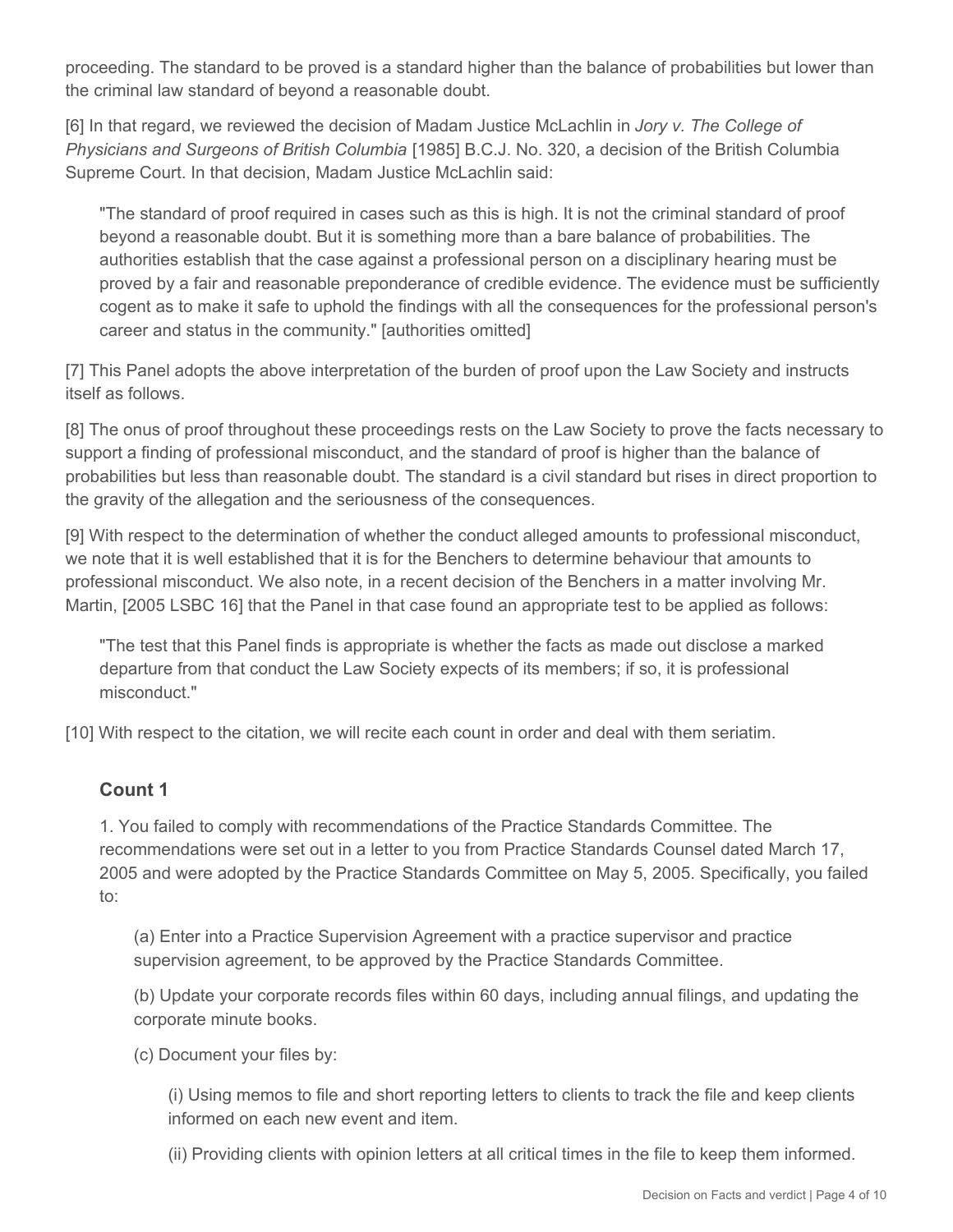proceeding. The standard to be proved is a standard higher than the balance of probabilities but lower than the criminal law standard of beyond a reasonable doubt.

[6] In that regard, we reviewed the decision of Madam Justice McLachlin in *Jory v. The College of Physicians and Surgeons of British Columbia* [1985] B.C.J. No. 320, a decision of the British Columbia Supreme Court. In that decision, Madam Justice McLachlin said:

> "The standard of proof required in cases such as this is high. It is not the criminal standard of proof beyond a reasonable doubt. But it is something more than a bare balance of probabilities. The authorities establish that the case against a professional person on a disciplinary hearing must be proved by a fair and reasonable preponderance of credible evidence. The evidence must be sufficiently cogent as to make it safe to uphold the findings with all the consequences for the professional person's career and status in the community." [authorities omitted]

[7] This Panel adopts the above interpretation of the burden of proof upon the Law Society and instructs itself as follows.

[8] The onus of proof throughout these proceedings rests on the Law Society to prove the facts necessary to support a finding of professional misconduct, and the standard of proof is higher than the balance of probabilities but less than reasonable doubt. The standard is a civil standard but rises in direct proportion to the gravity of the allegation and the seriousness of the consequences.

[9] With respect to the determination of whether the conduct alleged amounts to professional misconduct, we note that it is well established that it is for the Benchers to determine behaviour that amounts to professional misconduct. We also note, in a recent decision of the Benchers in a matter involving Mr. Martin, [2005 LSBC 16] that the Panel in that case found an appropriate test to be applied as follows:

> "The test that this Panel finds is appropriate is whether the facts as made out disclose a marked departure from that conduct the Law Society expects of its members; if so, it is professional misconduct."

[10] With respect to the citation, we will recite each count in order and deal with them seriatim.

### Count 1

1. You failed to comply with recommendations of the Practice Standards Committee. The recommendations were set out in a letter to you from Practice Standards Counsel dated March 17, 2005 and were adopted by the Practice Standards Committee on May 5, 2005. Specifically, you failed to:

   (a) Enter into a Practice Supervision Agreement with a practice supervisor and practice supervision agreement, to be approved by the Practice Standards Committee.

   (b) Update your corporate records files within 60 days, including annual filings, and updating the corporate minute books.

   (c) Document your files by:

      (i) Using memos to file and short reporting letters to clients to track the file and keep clients informed on each new event and item.

      (ii) Providing clients with opinion letters at all critical times in the file to keep them informed.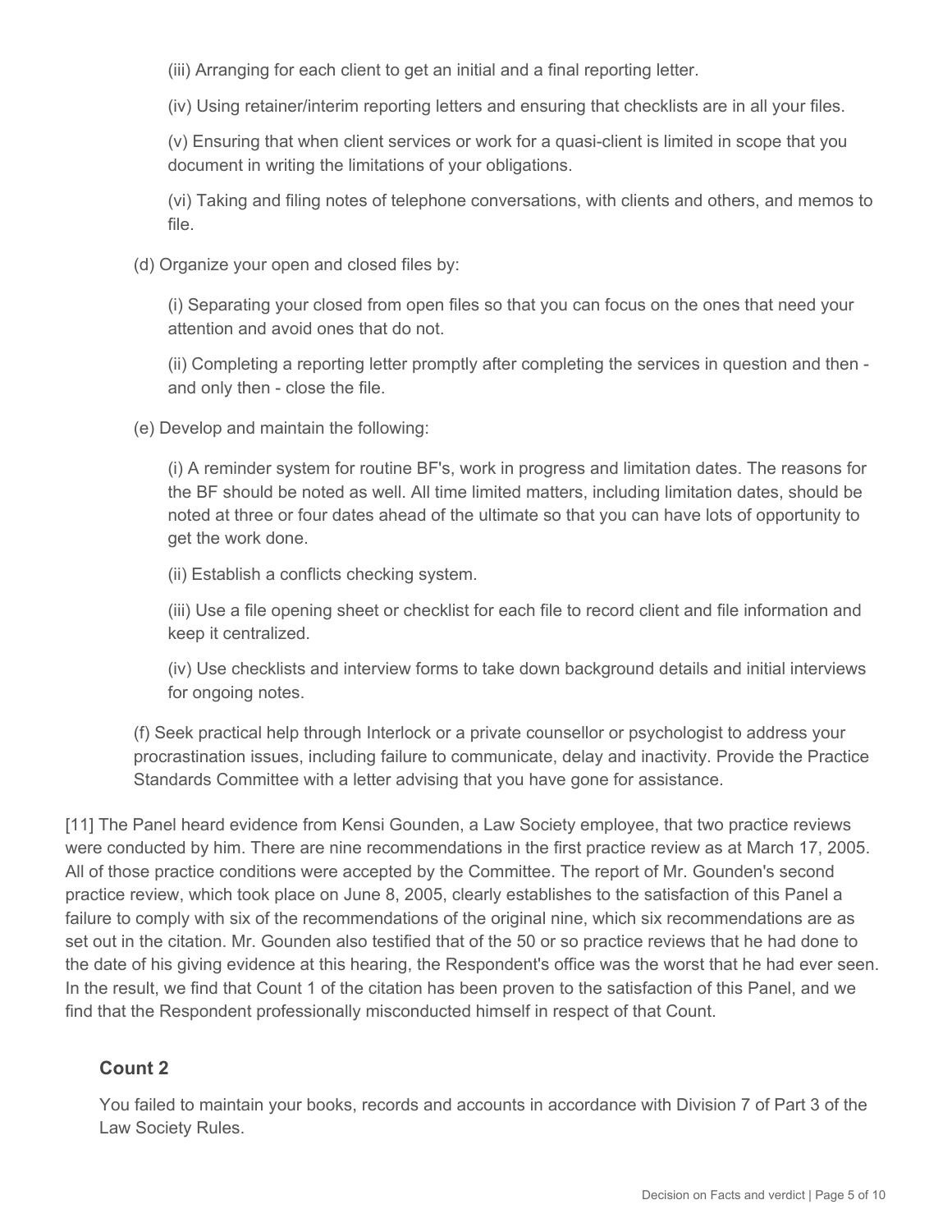(iii) Arranging for each client to get an initial and a final reporting letter.

(iv) Using retainer/interim reporting letters and ensuring that checklists are in all your files.

(v) Ensuring that when client services or work for a quasi-client is limited in scope that you document in writing the limitations of your obligations.

(vi) Taking and filing notes of telephone conversations, with clients and others, and memos to file.

(d) Organize your open and closed files by:

(i) Separating your closed from open files so that you can focus on the ones that need your attention and avoid ones that do not.

(ii) Completing a reporting letter promptly after completing the services in question and then - and only then - close the file.

(e) Develop and maintain the following:

(i) A reminder system for routine BF's, work in progress and limitation dates. The reasons for the BF should be noted as well. All time limited matters, including limitation dates, should be noted at three or four dates ahead of the ultimate so that you can have lots of opportunity to get the work done.

(ii) Establish a conflicts checking system.

(iii) Use a file opening sheet or checklist for each file to record client and file information and keep it centralized.

(iv) Use checklists and interview forms to take down background details and initial interviews for ongoing notes.

(f) Seek practical help through Interlock or a private counsellor or psychologist to address your procrastination issues, including failure to communicate, delay and inactivity. Provide the Practice Standards Committee with a letter advising that you have gone for assistance.

[11] The Panel heard evidence from Kensi Gounden, a Law Society employee, that two practice reviews were conducted by him. There are nine recommendations in the first practice review as at March 17, 2005. All of those practice conditions were accepted by the Committee. The report of Mr. Gounden's second practice review, which took place on June 8, 2005, clearly establishes to the satisfaction of this Panel a failure to comply with six of the recommendations of the original nine, which six recommendations are as set out in the citation. Mr. Gounden also testified that of the 50 or so practice reviews that he had done to the date of his giving evidence at this hearing, the Respondent's office was the worst that he had ever seen. In the result, we find that Count 1 of the citation has been proven to the satisfaction of this Panel, and we find that the Respondent professionally misconducted himself in respect of that Count.

## Count 2

You failed to maintain your books, records and accounts in accordance with Division 7 of Part 3 of the Law Society Rules.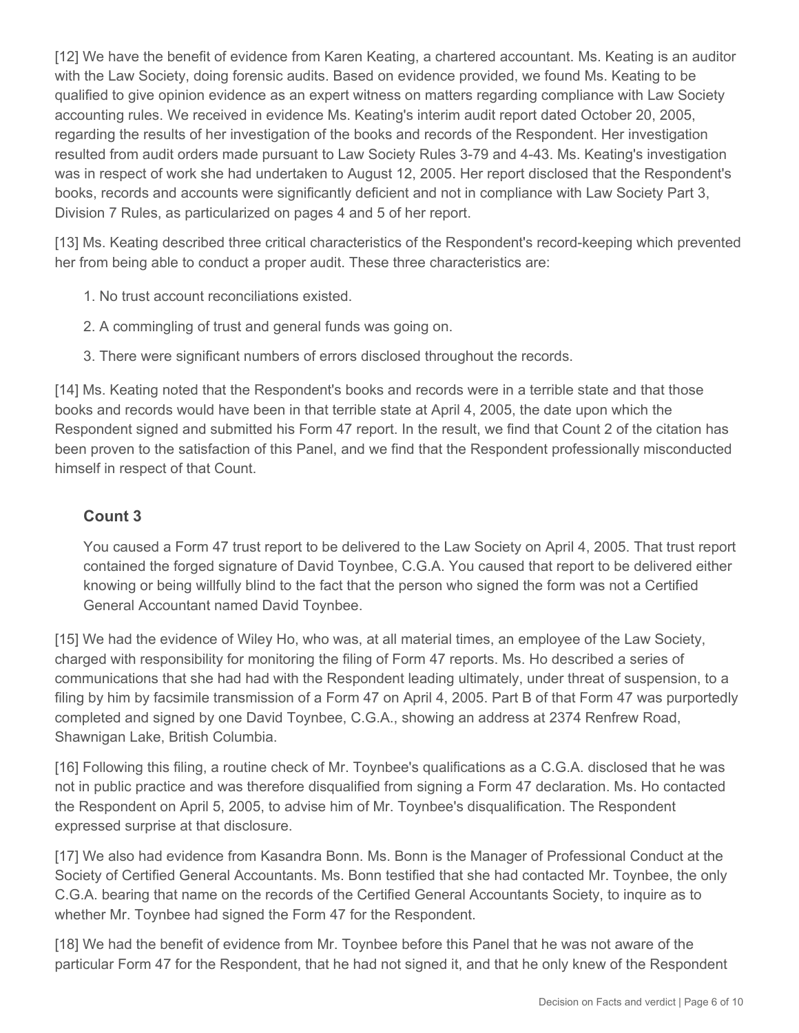[12] We have the benefit of evidence from Karen Keating, a chartered accountant. Ms. Keating is an auditor with the Law Society, doing forensic audits. Based on evidence provided, we found Ms. Keating to be qualified to give opinion evidence as an expert witness on matters regarding compliance with Law Society accounting rules. We received in evidence Ms. Keating's interim audit report dated October 20, 2005, regarding the results of her investigation of the books and records of the Respondent. Her investigation resulted from audit orders made pursuant to Law Society Rules 3-79 and 4-43. Ms. Keating's investigation was in respect of work she had undertaken to August 12, 2005. Her report disclosed that the Respondent's books, records and accounts were significantly deficient and not in compliance with Law Society Part 3, Division 7 Rules, as particularized on pages 4 and 5 of her report.

[13] Ms. Keating described three critical characteristics of the Respondent's record-keeping which prevented her from being able to conduct a proper audit. These three characteristics are:

1. No trust account reconciliations existed.
2. A commingling of trust and general funds was going on.
3. There were significant numbers of errors disclosed throughout the records.

[14] Ms. Keating noted that the Respondent's books and records were in a terrible state and that those books and records would have been in that terrible state at April 4, 2005, the date upon which the Respondent signed and submitted his Form 47 report. In the result, we find that Count 2 of the citation has been proven to the satisfaction of this Panel, and we find that the Respondent professionally misconducted himself in respect of that Count.

### Count 3

> You caused a Form 47 trust report to be delivered to the Law Society on April 4, 2005. That trust report contained the forged signature of David Toynbee, C.G.A. You caused that report to be delivered either knowing or being willfully blind to the fact that the person who signed the form was not a Certified General Accountant named David Toynbee.

[15] We had the evidence of Wiley Ho, who was, at all material times, an employee of the Law Society, charged with responsibility for monitoring the filing of Form 47 reports. Ms. Ho described a series of communications that she had had with the Respondent leading ultimately, under threat of suspension, to a filing by him by facsimile transmission of a Form 47 on April 4, 2005. Part B of that Form 47 was purportedly completed and signed by one David Toynbee, C.G.A., showing an address at 2374 Renfrew Road, Shawnigan Lake, British Columbia.

[16] Following this filing, a routine check of Mr. Toynbee's qualifications as a C.G.A. disclosed that he was not in public practice and was therefore disqualified from signing a Form 47 declaration. Ms. Ho contacted the Respondent on April 5, 2005, to advise him of Mr. Toynbee's disqualification. The Respondent expressed surprise at that disclosure.

[17] We also had evidence from Kasandra Bonn. Ms. Bonn is the Manager of Professional Conduct at the Society of Certified General Accountants. Ms. Bonn testified that she had contacted Mr. Toynbee, the only C.G.A. bearing that name on the records of the Certified General Accountants Society, to inquire as to whether Mr. Toynbee had signed the Form 47 for the Respondent.

[18] We had the benefit of evidence from Mr. Toynbee before this Panel that he was not aware of the particular Form 47 for the Respondent, that he had not signed it, and that he only knew of the Respondent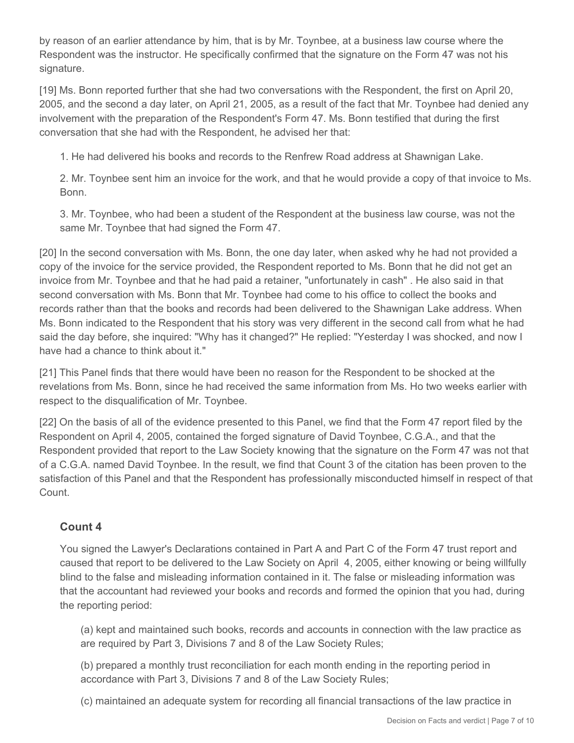by reason of an earlier attendance by him, that is by Mr. Toynbee, at a business law course where the Respondent was the instructor. He specifically confirmed that the signature on the Form 47 was not his signature.

[19] Ms. Bonn reported further that she had two conversations with the Respondent, the first on April 20, 2005, and the second a day later, on April 21, 2005, as a result of the fact that Mr. Toynbee had denied any involvement with the preparation of the Respondent's Form 47. Ms. Bonn testified that during the first conversation that she had with the Respondent, he advised her that:

> 1. He had delivered his books and records to the Renfrew Road address at Shawnigan Lake.
>
> 2. Mr. Toynbee sent him an invoice for the work, and that he would provide a copy of that invoice to Ms. Bonn.
>
> 3. Mr. Toynbee, who had been a student of the Respondent at the business law course, was not the same Mr. Toynbee that had signed the Form 47.

[20] In the second conversation with Ms. Bonn, the one day later, when asked why he had not provided a copy of the invoice for the service provided, the Respondent reported to Ms. Bonn that he did not get an invoice from Mr. Toynbee and that he had paid a retainer, "unfortunately in cash" . He also said in that second conversation with Ms. Bonn that Mr. Toynbee had come to his office to collect the books and records rather than that the books and records had been delivered to the Shawnigan Lake address. When Ms. Bonn indicated to the Respondent that his story was very different in the second call from what he had said the day before, she inquired: "Why has it changed?" He replied: "Yesterday I was shocked, and now I have had a chance to think about it."

[21] This Panel finds that there would have been no reason for the Respondent to be shocked at the revelations from Ms. Bonn, since he had received the same information from Ms. Ho two weeks earlier with respect to the disqualification of Mr. Toynbee.

[22] On the basis of all of the evidence presented to this Panel, we find that the Form 47 report filed by the Respondent on April 4, 2005, contained the forged signature of David Toynbee, C.G.A., and that the Respondent provided that report to the Law Society knowing that the signature on the Form 47 was not that of a C.G.A. named David Toynbee. In the result, we find that Count 3 of the citation has been proven to the satisfaction of this Panel and that the Respondent has professionally misconducted himself in respect of that Count.

### Count 4

> You signed the Lawyer's Declarations contained in Part A and Part C of the Form 47 trust report and caused that report to be delivered to the Law Society on April 4, 2005, either knowing or being willfully blind to the false and misleading information contained in it. The false or misleading information was that the accountant had reviewed your books and records and formed the opinion that you had, during the reporting period:
>
> (a) kept and maintained such books, records and accounts in connection with the law practice as are required by Part 3, Divisions 7 and 8 of the Law Society Rules;
>
> (b) prepared a monthly trust reconciliation for each month ending in the reporting period in accordance with Part 3, Divisions 7 and 8 of the Law Society Rules;
>
> (c) maintained an adequate system for recording all financial transactions of the law practice in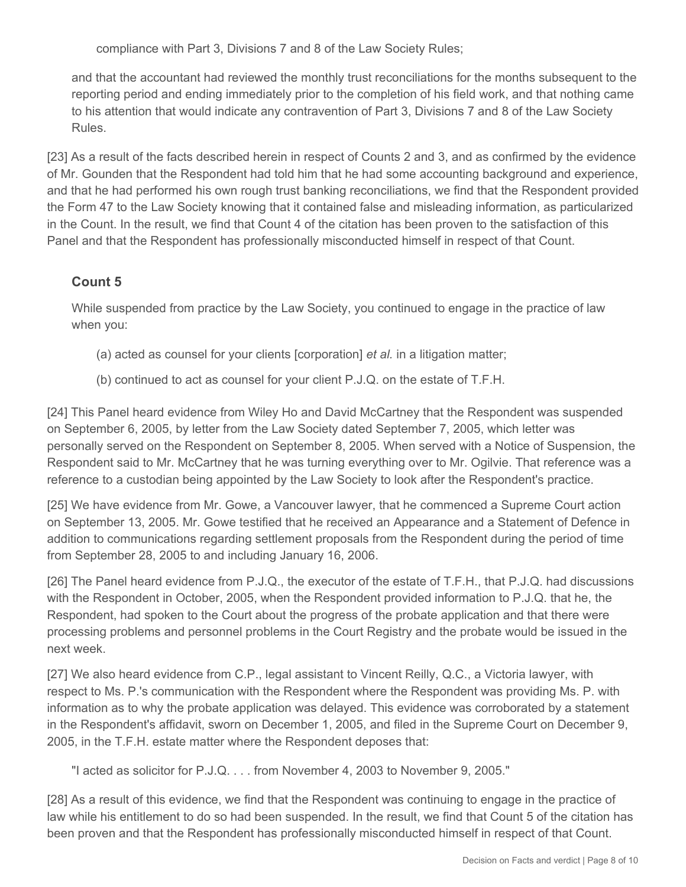compliance with Part 3, Divisions 7 and 8 of the Law Society Rules;

and that the accountant had reviewed the monthly trust reconciliations for the months subsequent to the reporting period and ending immediately prior to the completion of his field work, and that nothing came to his attention that would indicate any contravention of Part 3, Divisions 7 and 8 of the Law Society Rules.

[23] As a result of the facts described herein in respect of Counts 2 and 3, and as confirmed by the evidence of Mr. Gounden that the Respondent had told him that he had some accounting background and experience, and that he had performed his own rough trust banking reconciliations, we find that the Respondent provided the Form 47 to the Law Society knowing that it contained false and misleading information, as particularized in the Count. In the result, we find that Count 4 of the citation has been proven to the satisfaction of this Panel and that the Respondent has professionally misconducted himself in respect of that Count.

### Count 5

While suspended from practice by the Law Society, you continued to engage in the practice of law when you:

(a) acted as counsel for your clients [corporation] *et al.* in a litigation matter;

(b) continued to act as counsel for your client P.J.Q. on the estate of T.F.H.

[24] This Panel heard evidence from Wiley Ho and David McCartney that the Respondent was suspended on September 6, 2005, by letter from the Law Society dated September 7, 2005, which letter was personally served on the Respondent on September 8, 2005. When served with a Notice of Suspension, the Respondent said to Mr. McCartney that he was turning everything over to Mr. Ogilvie. That reference was a reference to a custodian being appointed by the Law Society to look after the Respondent's practice.

[25] We have evidence from Mr. Gowe, a Vancouver lawyer, that he commenced a Supreme Court action on September 13, 2005. Mr. Gowe testified that he received an Appearance and a Statement of Defence in addition to communications regarding settlement proposals from the Respondent during the period of time from September 28, 2005 to and including January 16, 2006.

[26] The Panel heard evidence from P.J.Q., the executor of the estate of T.F.H., that P.J.Q. had discussions with the Respondent in October, 2005, when the Respondent provided information to P.J.Q. that he, the Respondent, had spoken to the Court about the progress of the probate application and that there were processing problems and personnel problems in the Court Registry and the probate would be issued in the next week.

[27] We also heard evidence from C.P., legal assistant to Vincent Reilly, Q.C., a Victoria lawyer, with respect to Ms. P.'s communication with the Respondent where the Respondent was providing Ms. P. with information as to why the probate application was delayed. This evidence was corroborated by a statement in the Respondent's affidavit, sworn on December 1, 2005, and filed in the Supreme Court on December 9, 2005, in the T.F.H. estate matter where the Respondent deposes that:

"I acted as solicitor for P.J.Q. . . . from November 4, 2003 to November 9, 2005."

[28] As a result of this evidence, we find that the Respondent was continuing to engage in the practice of law while his entitlement to do so had been suspended. In the result, we find that Count 5 of the citation has been proven and that the Respondent has professionally misconducted himself in respect of that Count.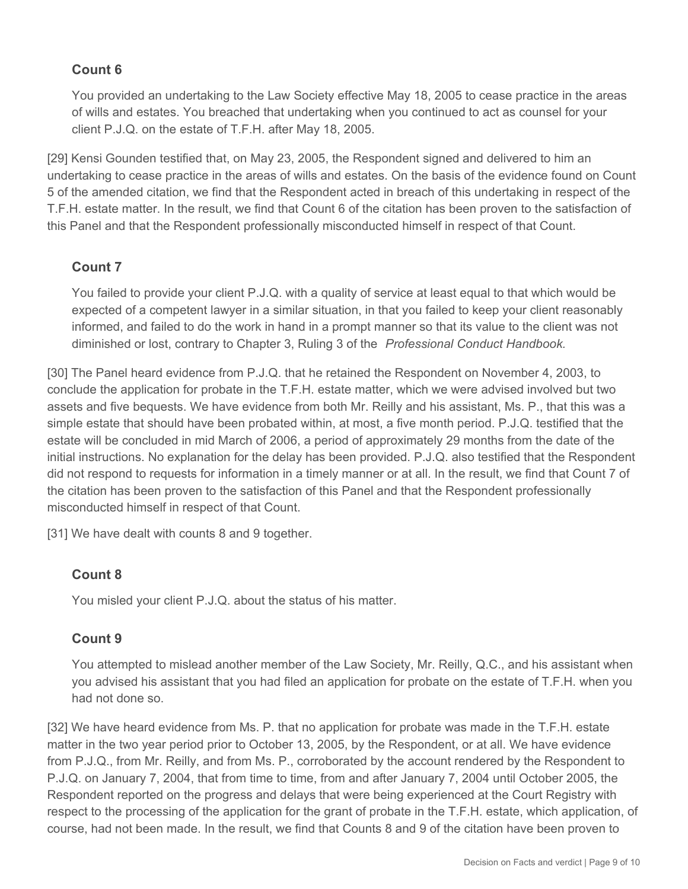### Count 6

> You provided an undertaking to the Law Society effective May 18, 2005 to cease practice in the areas of wills and estates. You breached that undertaking when you continued to act as counsel for your client P.J.Q. on the estate of T.F.H. after May 18, 2005.

[29] Kensi Gounden testified that, on May 23, 2005, the Respondent signed and delivered to him an undertaking to cease practice in the areas of wills and estates. On the basis of the evidence found on Count 5 of the amended citation, we find that the Respondent acted in breach of this undertaking in respect of the T.F.H. estate matter. In the result, we find that Count 6 of the citation has been proven to the satisfaction of this Panel and that the Respondent professionally misconducted himself in respect of that Count.

### Count 7

> You failed to provide your client P.J.Q. with a quality of service at least equal to that which would be expected of a competent lawyer in a similar situation, in that you failed to keep your client reasonably informed, and failed to do the work in hand in a prompt manner so that its value to the client was not diminished or lost, contrary to Chapter 3, Ruling 3 of the *Professional Conduct Handbook.*

[30] The Panel heard evidence from P.J.Q. that he retained the Respondent on November 4, 2003, to conclude the application for probate in the T.F.H. estate matter, which we were advised involved but two assets and five bequests. We have evidence from both Mr. Reilly and his assistant, Ms. P., that this was a simple estate that should have been probated within, at most, a five month period. P.J.Q. testified that the estate will be concluded in mid March of 2006, a period of approximately 29 months from the date of the initial instructions. No explanation for the delay has been provided. P.J.Q. also testified that the Respondent did not respond to requests for information in a timely manner or at all. In the result, we find that Count 7 of the citation has been proven to the satisfaction of this Panel and that the Respondent professionally misconducted himself in respect of that Count.

[31] We have dealt with counts 8 and 9 together.

### Count 8

> You misled your client P.J.Q. about the status of his matter.

### Count 9

> You attempted to mislead another member of the Law Society, Mr. Reilly, Q.C., and his assistant when you advised his assistant that you had filed an application for probate on the estate of T.F.H. when you had not done so.

[32] We have heard evidence from Ms. P. that no application for probate was made in the T.F.H. estate matter in the two year period prior to October 13, 2005, by the Respondent, or at all. We have evidence from P.J.Q., from Mr. Reilly, and from Ms. P., corroborated by the account rendered by the Respondent to P.J.Q. on January 7, 2004, that from time to time, from and after January 7, 2004 until October 2005, the Respondent reported on the progress and delays that were being experienced at the Court Registry with respect to the processing of the application for the grant of probate in the T.F.H. estate, which application, of course, had not been made. In the result, we find that Counts 8 and 9 of the citation have been proven to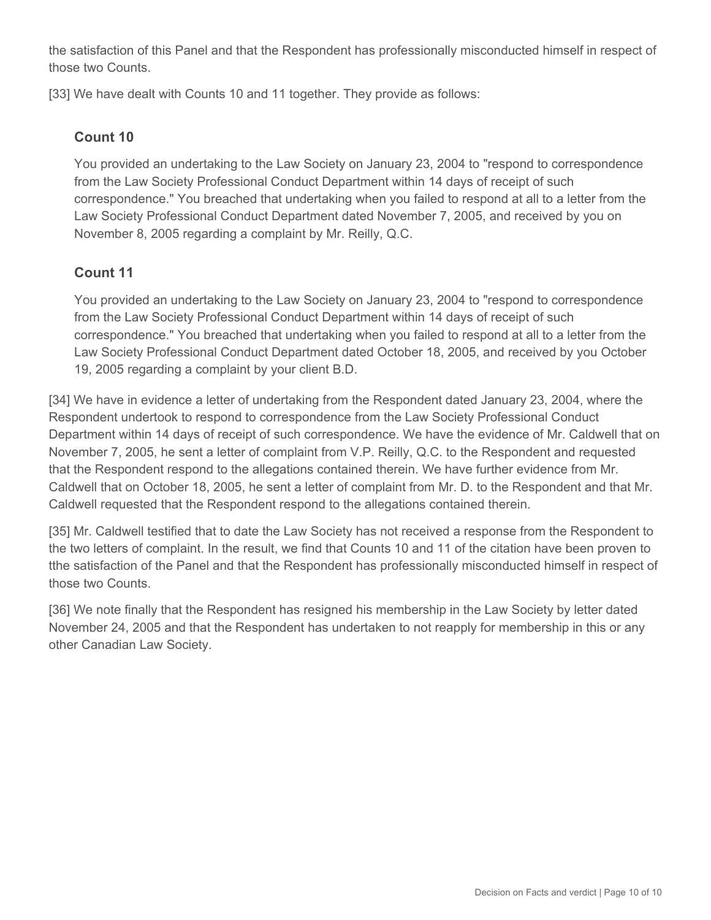the satisfaction of this Panel and that the Respondent has professionally misconducted himself in respect of those two Counts.

[33] We have dealt with Counts 10 and 11 together. They provide as follows:

### Count 10

You provided an undertaking to the Law Society on January 23, 2004 to "respond to correspondence from the Law Society Professional Conduct Department within 14 days of receipt of such correspondence." You breached that undertaking when you failed to respond at all to a letter from the Law Society Professional Conduct Department dated November 7, 2005, and received by you on November 8, 2005 regarding a complaint by Mr. Reilly, Q.C.

### Count 11

You provided an undertaking to the Law Society on January 23, 2004 to "respond to correspondence from the Law Society Professional Conduct Department within 14 days of receipt of such correspondence." You breached that undertaking when you failed to respond at all to a letter from the Law Society Professional Conduct Department dated October 18, 2005, and received by you October 19, 2005 regarding a complaint by your client B.D.

[34] We have in evidence a letter of undertaking from the Respondent dated January 23, 2004, where the Respondent undertook to respond to correspondence from the Law Society Professional Conduct Department within 14 days of receipt of such correspondence. We have the evidence of Mr. Caldwell that on November 7, 2005, he sent a letter of complaint from V.P. Reilly, Q.C. to the Respondent and requested that the Respondent respond to the allegations contained therein. We have further evidence from Mr. Caldwell that on October 18, 2005, he sent a letter of complaint from Mr. D. to the Respondent and that Mr. Caldwell requested that the Respondent respond to the allegations contained therein.

[35] Mr. Caldwell testified that to date the Law Society has not received a response from the Respondent to the two letters of complaint. In the result, we find that Counts 10 and 11 of the citation have been proven to tthe satisfaction of the Panel and that the Respondent has professionally misconducted himself in respect of those two Counts.

[36] We note finally that the Respondent has resigned his membership in the Law Society by letter dated November 24, 2005 and that the Respondent has undertaken to not reapply for membership in this or any other Canadian Law Society.